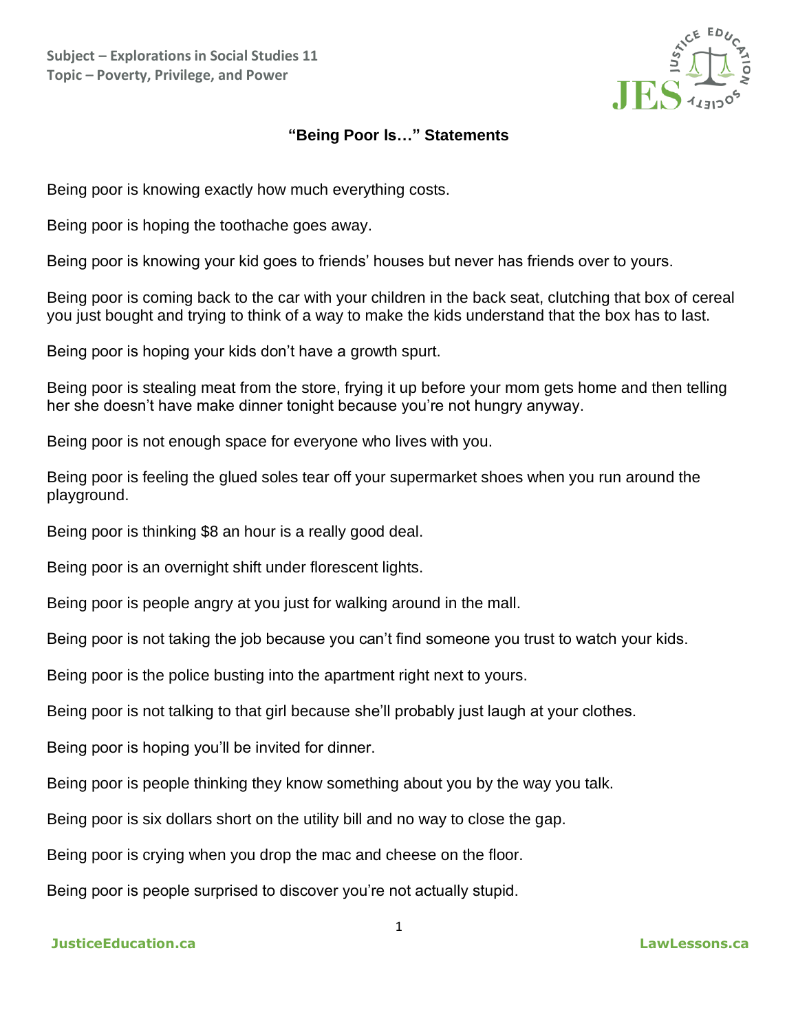**Subject – Explorations in Social Studies 11**
**Topic – Poverty, Privilege, and Power**

## "Being Poor Is…" Statements

Being poor is knowing exactly how much everything costs.

Being poor is hoping the toothache goes away.

Being poor is knowing your kid goes to friends' houses but never has friends over to yours.

Being poor is coming back to the car with your children in the back seat, clutching that box of cereal you just bought and trying to think of a way to make the kids understand that the box has to last.

Being poor is hoping your kids don't have a growth spurt.

Being poor is stealing meat from the store, frying it up before your mom gets home and then telling her she doesn't have make dinner tonight because you're not hungry anyway.

Being poor is not enough space for everyone who lives with you.

Being poor is feeling the glued soles tear off your supermarket shoes when you run around the playground.

Being poor is thinking $8 an hour is a really good deal.

Being poor is an overnight shift under florescent lights.

Being poor is people angry at you just for walking around in the mall.

Being poor is not taking the job because you can't find someone you trust to watch your kids.

Being poor is the police busting into the apartment right next to yours.

Being poor is not talking to that girl because she'll probably just laugh at your clothes.

Being poor is hoping you'll be invited for dinner.

Being poor is people thinking they know something about you by the way you talk.

Being poor is six dollars short on the utility bill and no way to close the gap.

Being poor is crying when you drop the mac and cheese on the floor.

Being poor is people surprised to discover you're not actually stupid.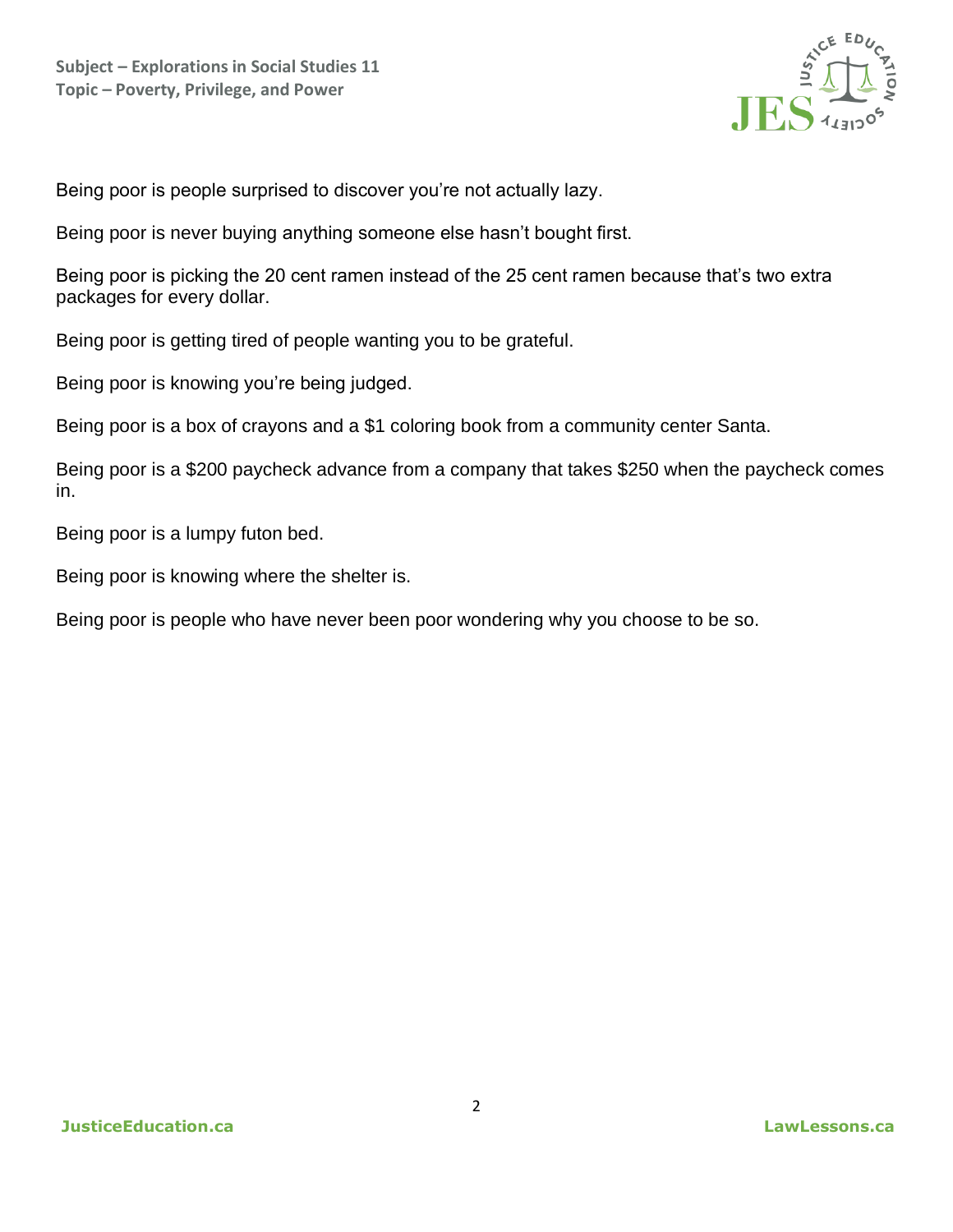Being poor is people surprised to discover you're not actually lazy.

Being poor is never buying anything someone else hasn't bought first.

Being poor is picking the 20 cent ramen instead of the 25 cent ramen because that's two extra packages for every dollar.

Being poor is getting tired of people wanting you to be grateful.

Being poor is knowing you're being judged.

Being poor is a box of crayons and a $1 coloring book from a community center Santa.

Being poor is a $200 paycheck advance from a company that takes $250 when the paycheck comes in.

Being poor is a lumpy futon bed.

Being poor is knowing where the shelter is.

Being poor is people who have never been poor wondering why you choose to be so.